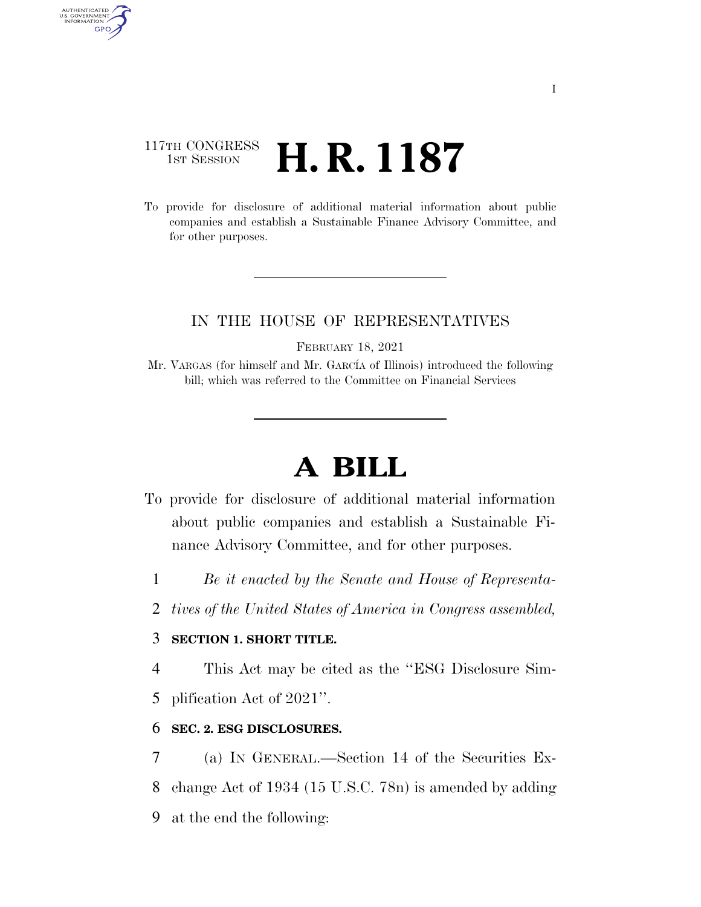117TH CONGRESS
1ST SESSION

# H. R. 1187

To provide for disclosure of additional material information about public companies and establish a Sustainable Finance Advisory Committee, and for other purposes.

IN THE HOUSE OF REPRESENTATIVES

FEBRUARY 18, 2021

Mr. VARGAS (for himself and Mr. GARCÍA of Illinois) introduced the following bill; which was referred to the Committee on Financial Services

# A BILL

To provide for disclosure of additional material information about public companies and establish a Sustainable Finance Advisory Committee, and for other purposes.

1 *Be it enacted by the Senate and House of Representa-*
2 *tives of the United States of America in Congress assembled,*

3 **SECTION 1. SHORT TITLE.**

4 This Act may be cited as the ''ESG Disclosure Sim-
5 plification Act of 2021''.

6 **SEC. 2. ESG DISCLOSURES.**

7 (a) IN GENERAL.—Section 14 of the Securities Ex-
8 change Act of 1934 (15 U.S.C. 78n) is amended by adding
9 at the end the following: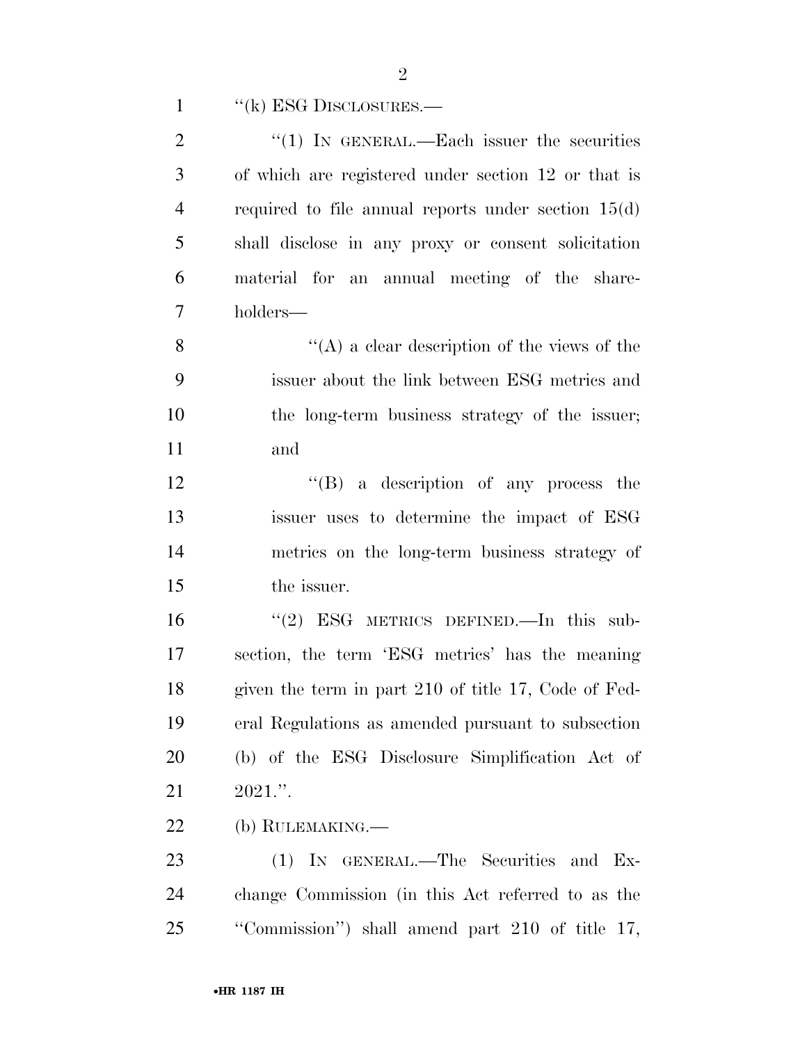''(k) ESG DISCLOSURES.—

''(1) IN GENERAL.—Each issuer the securities of which are registered under section 12 or that is required to file annual reports under section 15(d) shall disclose in any proxy or consent solicitation material for an annual meeting of the shareholders—

''(A) a clear description of the views of the issuer about the link between ESG metrics and the long-term business strategy of the issuer; and

''(B) a description of any process the issuer uses to determine the impact of ESG metrics on the long-term business strategy of the issuer.

''(2) ESG METRICS DEFINED.—In this subsection, the term 'ESG metrics' has the meaning given the term in part 210 of title 17, Code of Federal Regulations as amended pursuant to subsection (b) of the ESG Disclosure Simplification Act of 2021.''.

(b) RULEMAKING.—

(1) IN GENERAL.—The Securities and Exchange Commission (in this Act referred to as the ''Commission'') shall amend part 210 of title 17,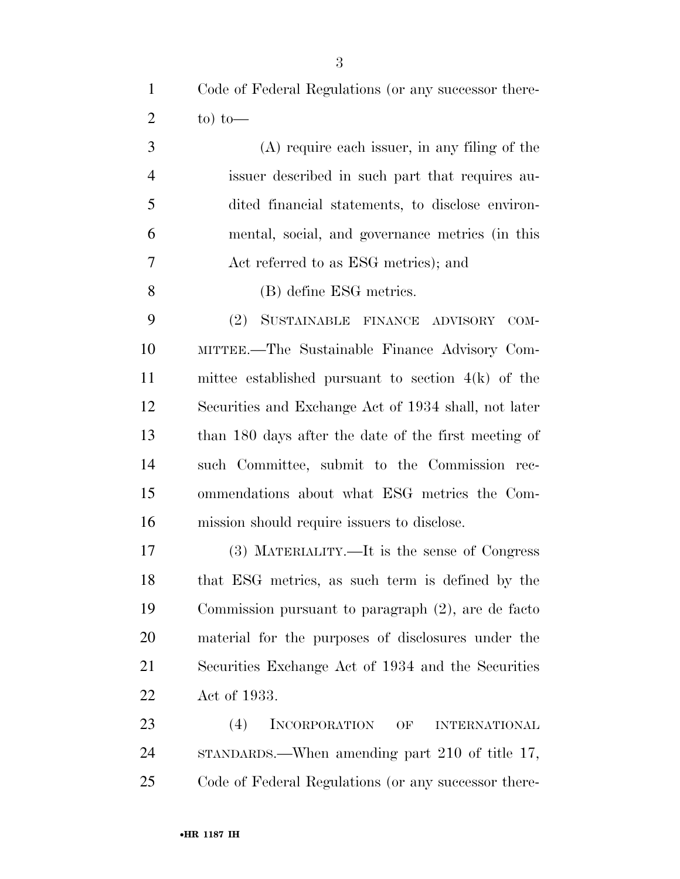Code of Federal Regulations (or any successor thereto) to—

(A) require each issuer, in any filing of the issuer described in such part that requires audited financial statements, to disclose environmental, social, and governance metrics (in this Act referred to as ESG metrics); and

(B) define ESG metrics.

(2) SUSTAINABLE FINANCE ADVISORY COMMITTEE.—The Sustainable Finance Advisory Committee established pursuant to section 4(k) of the Securities and Exchange Act of 1934 shall, not later than 180 days after the date of the first meeting of such Committee, submit to the Commission recommendations about what ESG metrics the Commission should require issuers to disclose.

(3) MATERIALITY.—It is the sense of Congress that ESG metrics, as such term is defined by the Commission pursuant to paragraph (2), are de facto material for the purposes of disclosures under the Securities Exchange Act of 1934 and the Securities Act of 1933.

(4) INCORPORATION OF INTERNATIONAL STANDARDS.—When amending part 210 of title 17, Code of Federal Regulations (or any successor there-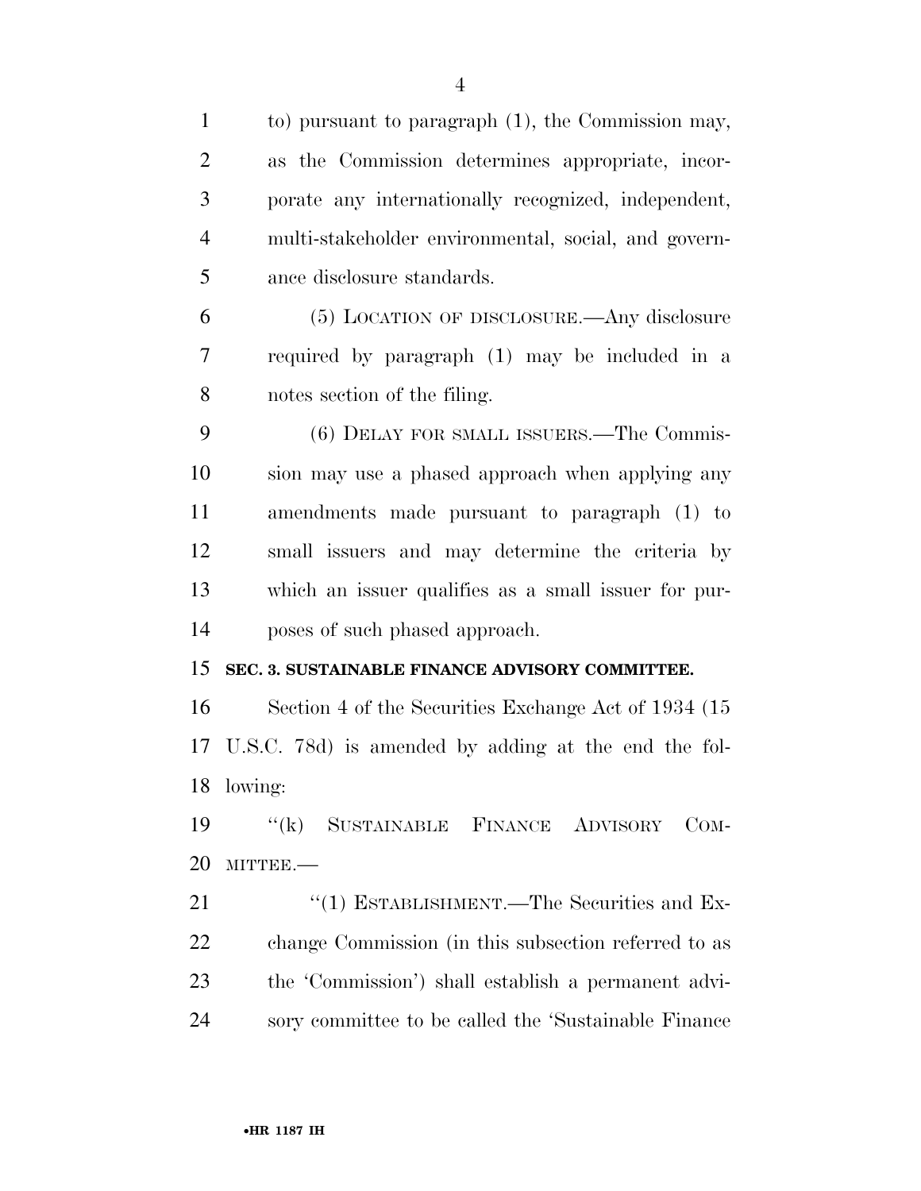to) pursuant to paragraph (1), the Commission may, as the Commission determines appropriate, incorporate any internationally recognized, independent, multi-stakeholder environmental, social, and governance disclosure standards.

(5) LOCATION OF DISCLOSURE.—Any disclosure required by paragraph (1) may be included in a notes section of the filing.

(6) DELAY FOR SMALL ISSUERS.—The Commission may use a phased approach when applying any amendments made pursuant to paragraph (1) to small issuers and may determine the criteria by which an issuer qualifies as a small issuer for purposes of such phased approach.

**SEC. 3. SUSTAINABLE FINANCE ADVISORY COMMITTEE.**

Section 4 of the Securities Exchange Act of 1934 (15 U.S.C. 78d) is amended by adding at the end the following:

"(k) SUSTAINABLE FINANCE ADVISORY COMMITTEE.—

"(1) ESTABLISHMENT.—The Securities and Exchange Commission (in this subsection referred to as the 'Commission') shall establish a permanent advisory committee to be called the 'Sustainable Finance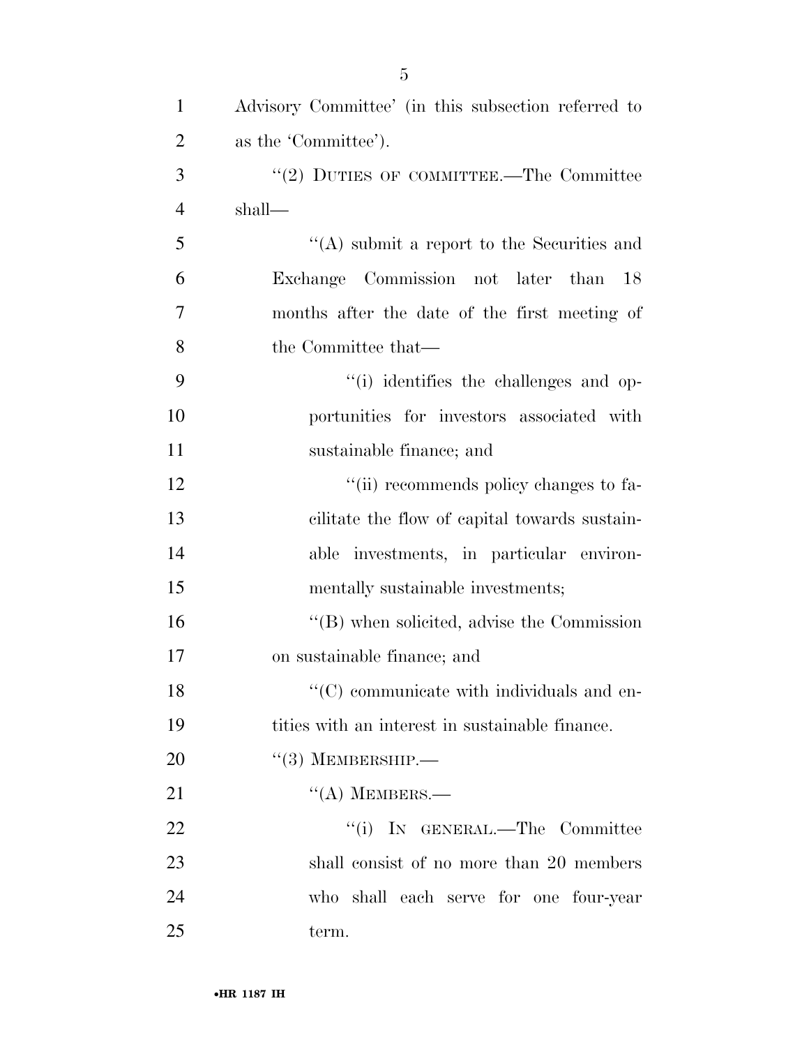Advisory Committee' (in this subsection referred to as the 'Committee').

''(2) DUTIES OF COMMITTEE.—The Committee shall—

''(A) submit a report to the Securities and Exchange Commission not later than 18 months after the date of the first meeting of the Committee that—

''(i) identifies the challenges and opportunities for investors associated with sustainable finance; and

''(ii) recommends policy changes to facilitate the flow of capital towards sustainable investments, in particular environmentally sustainable investments;

''(B) when solicited, advise the Commission on sustainable finance; and

''(C) communicate with individuals and entities with an interest in sustainable finance.

''(3) MEMBERSHIP.—

''(A) MEMBERS.—

''(i) IN GENERAL.—The Committee shall consist of no more than 20 members who shall each serve for one four-year term.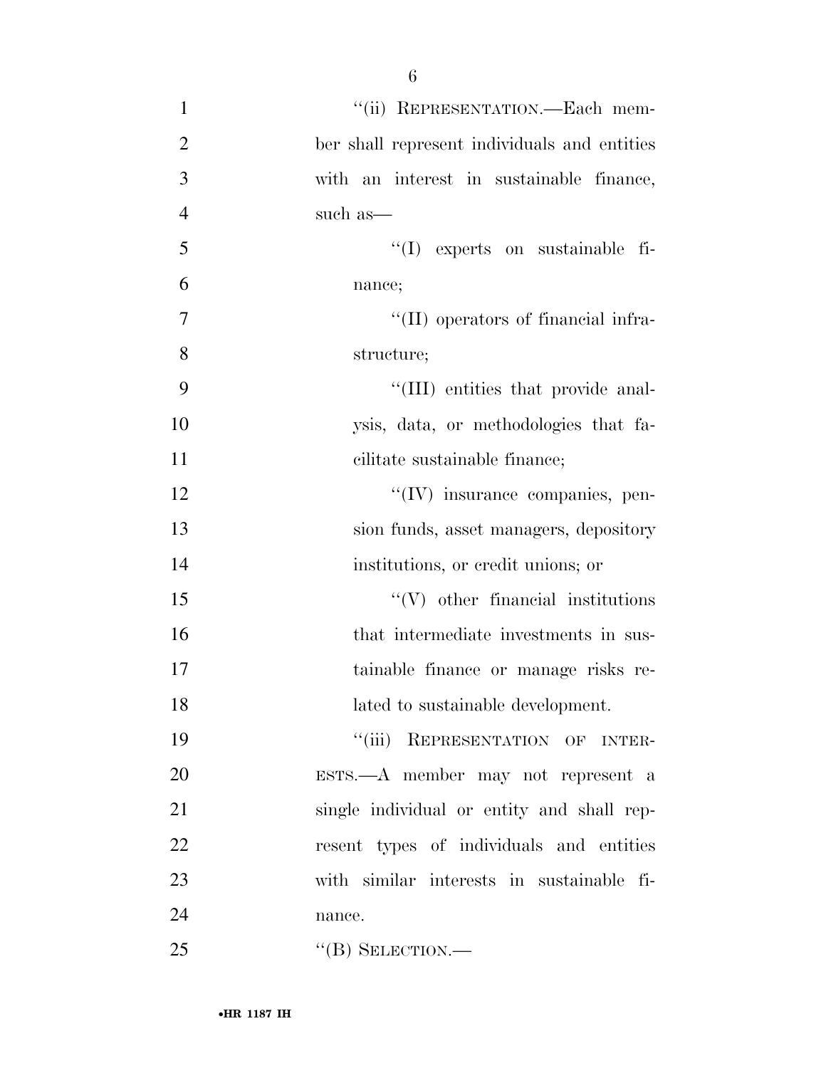"(ii) REPRESENTATION.—Each member shall represent individuals and entities with an interest in sustainable finance, such as—

"(I) experts on sustainable finance;

"(II) operators of financial infrastructure;

"(III) entities that provide analysis, data, or methodologies that facilitate sustainable finance;

"(IV) insurance companies, pension funds, asset managers, depository institutions, or credit unions; or

"(V) other financial institutions that intermediate investments in sustainable finance or manage risks related to sustainable development.

"(iii) REPRESENTATION OF INTERESTS.—A member may not represent a single individual or entity and shall represent types of individuals and entities with similar interests in sustainable finance.

"(B) SELECTION.—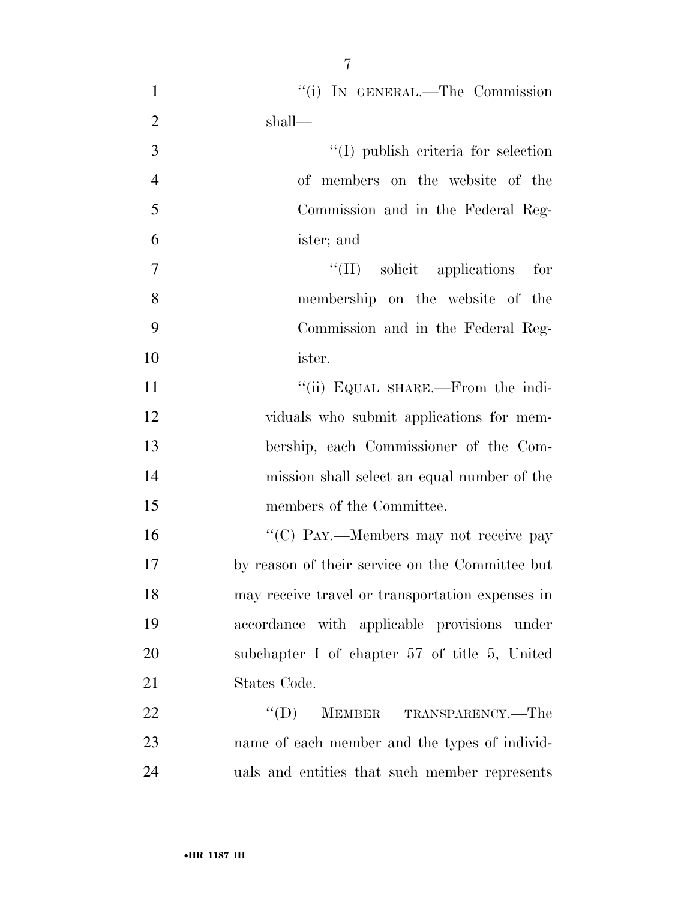"(i) IN GENERAL.—The Commission shall—

"(I) publish criteria for selection of members on the website of the Commission and in the Federal Register; and

"(II) solicit applications for membership on the website of the Commission and in the Federal Register.

"(ii) EQUAL SHARE.—From the individuals who submit applications for membership, each Commissioner of the Commission shall select an equal number of the members of the Committee.

"(C) PAY.—Members may not receive pay by reason of their service on the Committee but may receive travel or transportation expenses in accordance with applicable provisions under subchapter I of chapter 57 of title 5, United States Code.

"(D) MEMBER TRANSPARENCY.—The name of each member and the types of individuals and entities that such member represents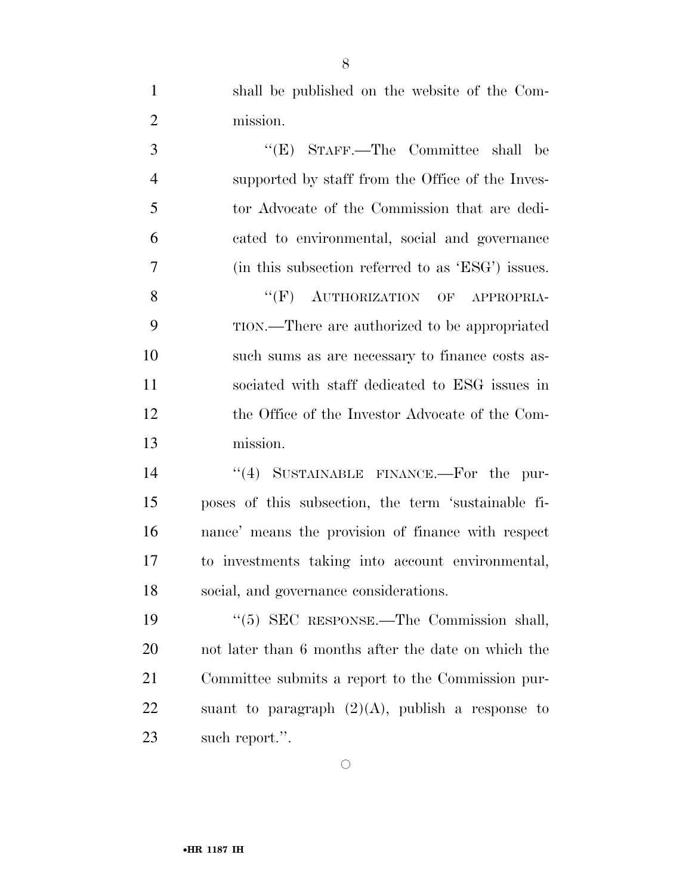shall be published on the website of the Commission.

"(E) STAFF.—The Committee shall be supported by staff from the Office of the Investor Advocate of the Commission that are dedicated to environmental, social and governance (in this subsection referred to as 'ESG') issues.

"(F) AUTHORIZATION OF APPROPRIATION.—There are authorized to be appropriated such sums as are necessary to finance costs associated with staff dedicated to ESG issues in the Office of the Investor Advocate of the Commission.

"(4) SUSTAINABLE FINANCE.—For the purposes of this subsection, the term 'sustainable finance' means the provision of finance with respect to investments taking into account environmental, social, and governance considerations.

"(5) SEC RESPONSE.—The Commission shall, not later than 6 months after the date on which the Committee submits a report to the Commission pursuant to paragraph (2)(A), publish a response to such report.".

○